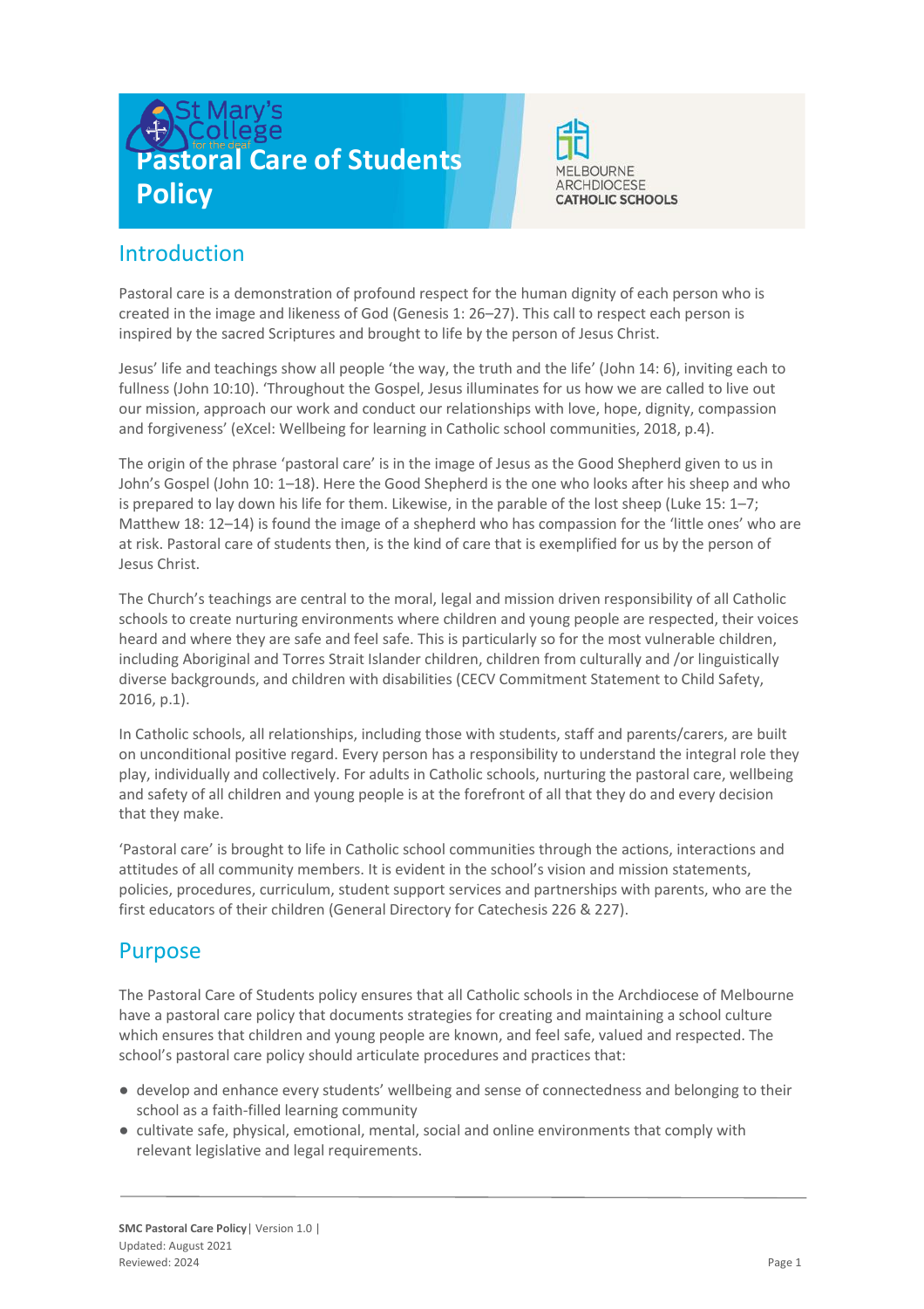# Pastoral Care of Students Policy

## Introduction

Pastoral care is a demonstration of profound respect for the human dignity of each person who is created in the image and likeness of God (Genesis 1: 26–27). This call to respect each person is inspired by the sacred Scriptures and brought to life by the person of Jesus Christ.

Jesus' life and teachings show all people 'the way, the truth and the life' (John 14: 6), inviting each to fullness (John 10:10). 'Throughout the Gospel, Jesus illuminates for us how we are called to live out our mission, approach our work and conduct our relationships with love, hope, dignity, compassion and forgiveness' (eXcel: Wellbeing for learning in Catholic school communities, 2018, p.4).

The origin of the phrase 'pastoral care' is in the image of Jesus as the Good Shepherd given to us in John's Gospel (John 10: 1–18). Here the Good Shepherd is the one who looks after his sheep and who is prepared to lay down his life for them. Likewise, in the parable of the lost sheep (Luke 15: 1–7; Matthew 18: 12–14) is found the image of a shepherd who has compassion for the 'little ones' who are at risk. Pastoral care of students then, is the kind of care that is exemplified for us by the person of Jesus Christ.

The Church's teachings are central to the moral, legal and mission driven responsibility of all Catholic schools to create nurturing environments where children and young people are respected, their voices heard and where they are safe and feel safe. This is particularly so for the most vulnerable children, including Aboriginal and Torres Strait Islander children, children from culturally and /or linguistically diverse backgrounds, and children with disabilities (CECV Commitment Statement to Child Safety, 2016, p.1).

In Catholic schools, all relationships, including those with students, staff and parents/carers, are built on unconditional positive regard. Every person has a responsibility to understand the integral role they play, individually and collectively. For adults in Catholic schools, nurturing the pastoral care, wellbeing and safety of all children and young people is at the forefront of all that they do and every decision that they make.

'Pastoral care' is brought to life in Catholic school communities through the actions, interactions and attitudes of all community members. It is evident in the school's vision and mission statements, policies, procedures, curriculum, student support services and partnerships with parents, who are the first educators of their children (General Directory for Catechesis 226 & 227).

## Purpose

The Pastoral Care of Students policy ensures that all Catholic schools in the Archdiocese of Melbourne have a pastoral care policy that documents strategies for creating and maintaining a school culture which ensures that children and young people are known, and feel safe, valued and respected. The school's pastoral care policy should articulate procedures and practices that:

- develop and enhance every students' wellbeing and sense of connectedness and belonging to their school as a faith-filled learning community
- cultivate safe, physical, emotional, mental, social and online environments that comply with relevant legislative and legal requirements.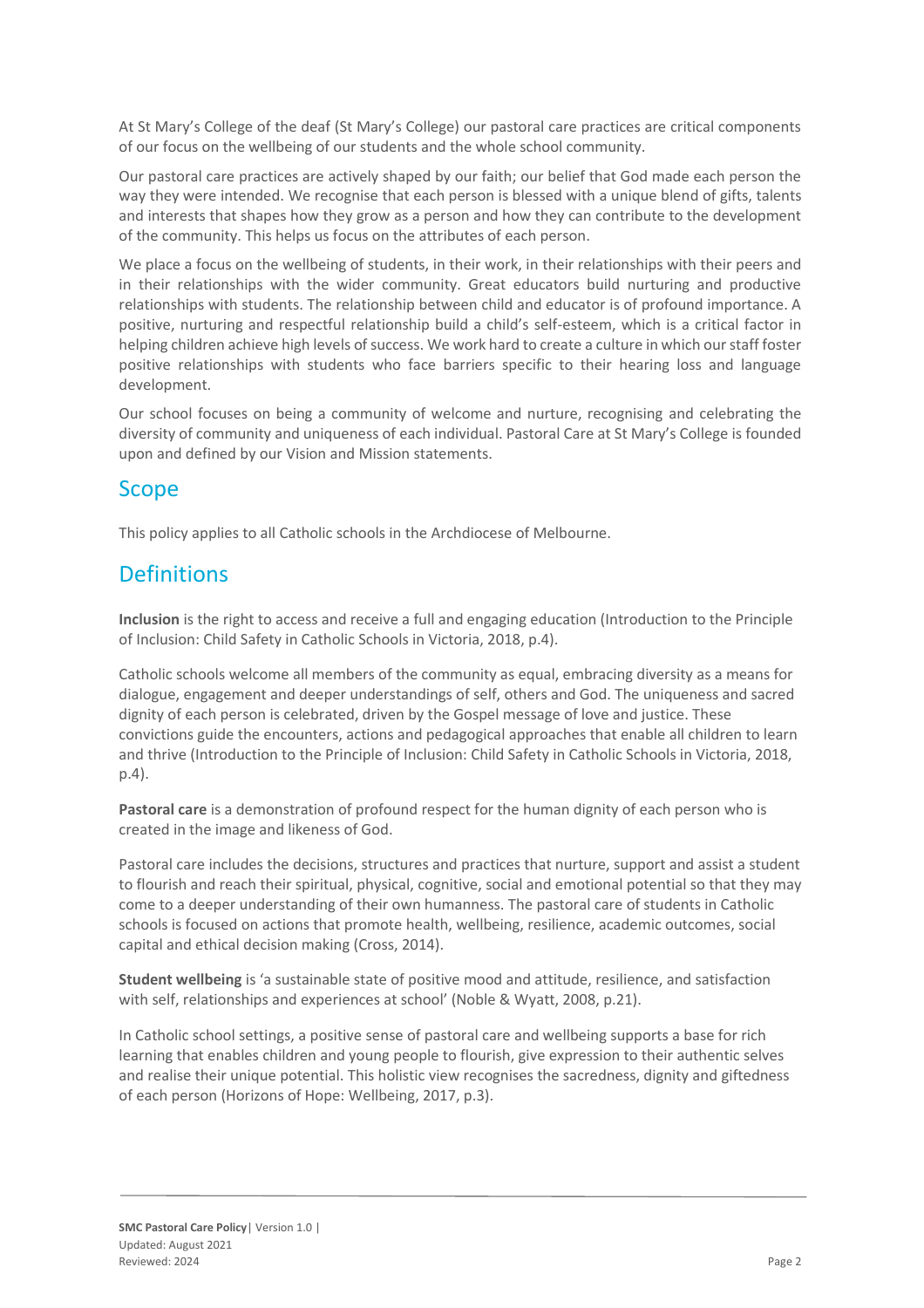At St Mary's College of the deaf (St Mary's College) our pastoral care practices are critical components of our focus on the wellbeing of our students and the whole school community.

Our pastoral care practices are actively shaped by our faith; our belief that God made each person the way they were intended. We recognise that each person is blessed with a unique blend of gifts, talents and interests that shapes how they grow as a person and how they can contribute to the development of the community. This helps us focus on the attributes of each person.

We place a focus on the wellbeing of students, in their work, in their relationships with their peers and in their relationships with the wider community. Great educators build nurturing and productive relationships with students. The relationship between child and educator is of profound importance. A positive, nurturing and respectful relationship build a child's self-esteem, which is a critical factor in helping children achieve high levels of success. We work hard to create a culture in which our staff foster positive relationships with students who face barriers specific to their hearing loss and language development.

Our school focuses on being a community of welcome and nurture, recognising and celebrating the diversity of community and uniqueness of each individual. Pastoral Care at St Mary's College is founded upon and defined by our Vision and Mission statements.

## Scope

This policy applies to all Catholic schools in the Archdiocese of Melbourne.

## Definitions

**Inclusion** is the right to access and receive a full and engaging education (Introduction to the Principle of Inclusion: Child Safety in Catholic Schools in Victoria, 2018, p.4).

Catholic schools welcome all members of the community as equal, embracing diversity as a means for dialogue, engagement and deeper understandings of self, others and God. The uniqueness and sacred dignity of each person is celebrated, driven by the Gospel message of love and justice. These convictions guide the encounters, actions and pedagogical approaches that enable all children to learn and thrive (Introduction to the Principle of Inclusion: Child Safety in Catholic Schools in Victoria, 2018, p.4).

**Pastoral care** is a demonstration of profound respect for the human dignity of each person who is created in the image and likeness of God.

Pastoral care includes the decisions, structures and practices that nurture, support and assist a student to flourish and reach their spiritual, physical, cognitive, social and emotional potential so that they may come to a deeper understanding of their own humanness. The pastoral care of students in Catholic schools is focused on actions that promote health, wellbeing, resilience, academic outcomes, social capital and ethical decision making (Cross, 2014).

**Student wellbeing** is 'a sustainable state of positive mood and attitude, resilience, and satisfaction with self, relationships and experiences at school' (Noble & Wyatt, 2008, p.21).

In Catholic school settings, a positive sense of pastoral care and wellbeing supports a base for rich learning that enables children and young people to flourish, give expression to their authentic selves and realise their unique potential. This holistic view recognises the sacredness, dignity and giftedness of each person (Horizons of Hope: Wellbeing, 2017, p.3).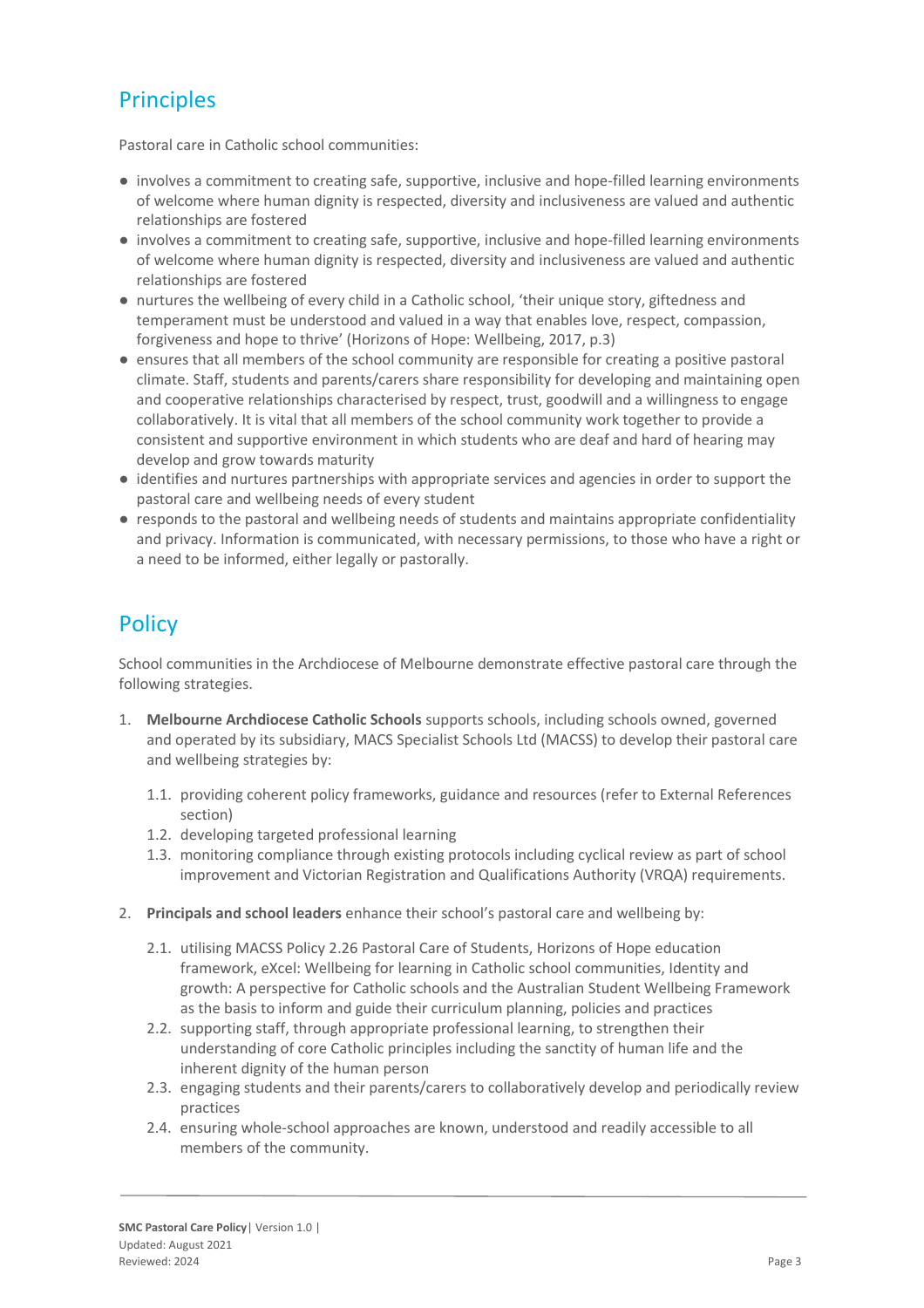## Principles

Pastoral care in Catholic school communities:

- involves a commitment to creating safe, supportive, inclusive and hope-filled learning environments of welcome where human dignity is respected, diversity and inclusiveness are valued and authentic relationships are fostered
- involves a commitment to creating safe, supportive, inclusive and hope-filled learning environments of welcome where human dignity is respected, diversity and inclusiveness are valued and authentic relationships are fostered
- nurtures the wellbeing of every child in a Catholic school, 'their unique story, giftedness and temperament must be understood and valued in a way that enables love, respect, compassion, forgiveness and hope to thrive' (Horizons of Hope: Wellbeing, 2017, p.3)
- ensures that all members of the school community are responsible for creating a positive pastoral climate. Staff, students and parents/carers share responsibility for developing and maintaining open and cooperative relationships characterised by respect, trust, goodwill and a willingness to engage collaboratively. It is vital that all members of the school community work together to provide a consistent and supportive environment in which students who are deaf and hard of hearing may develop and grow towards maturity
- identifies and nurtures partnerships with appropriate services and agencies in order to support the pastoral care and wellbeing needs of every student
- responds to the pastoral and wellbeing needs of students and maintains appropriate confidentiality and privacy. Information is communicated, with necessary permissions, to those who have a right or a need to be informed, either legally or pastorally.

## Policy

School communities in the Archdiocese of Melbourne demonstrate effective pastoral care through the following strategies.

1. **Melbourne Archdiocese Catholic Schools** supports schools, including schools owned, governed and operated by its subsidiary, MACS Specialist Schools Ltd (MACSS) to develop their pastoral care and wellbeing strategies by:

   1.1. providing coherent policy frameworks, guidance and resources (refer to External References section)
   1.2. developing targeted professional learning
   1.3. monitoring compliance through existing protocols including cyclical review as part of school improvement and Victorian Registration and Qualifications Authority (VRQA) requirements.

2. **Principals and school leaders** enhance their school's pastoral care and wellbeing by:

   2.1. utilising MACSS Policy 2.26 Pastoral Care of Students, Horizons of Hope education framework, eXcel: Wellbeing for learning in Catholic school communities, Identity and growth: A perspective for Catholic schools and the Australian Student Wellbeing Framework as the basis to inform and guide their curriculum planning, policies and practices
   2.2. supporting staff, through appropriate professional learning, to strengthen their understanding of core Catholic principles including the sanctity of human life and the inherent dignity of the human person
   2.3. engaging students and their parents/carers to collaboratively develop and periodically review practices
   2.4. ensuring whole-school approaches are known, understood and readily accessible to all members of the community.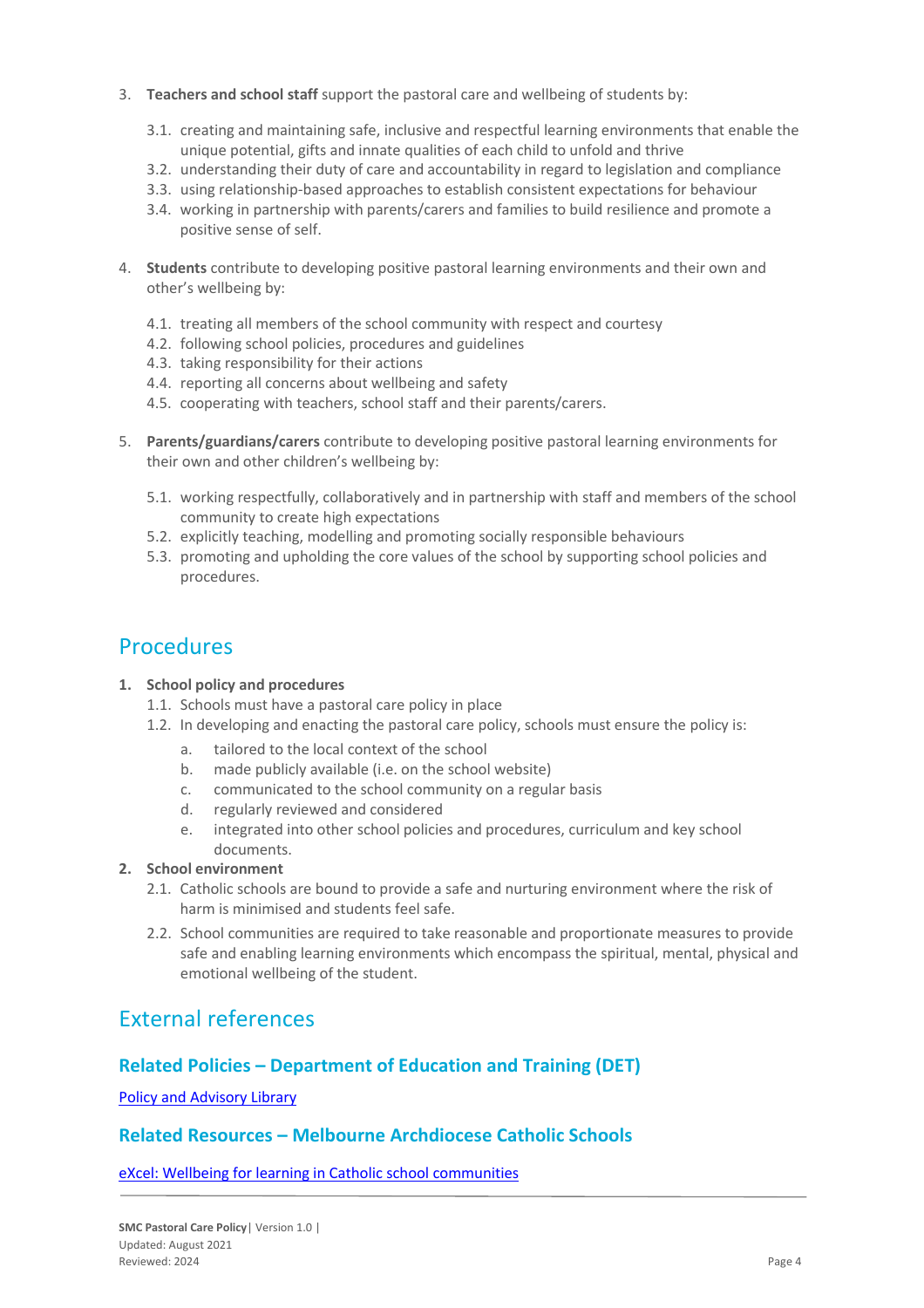3. **Teachers and school staff** support the pastoral care and wellbeing of students by:

   3.1. creating and maintaining safe, inclusive and respectful learning environments that enable the unique potential, gifts and innate qualities of each child to unfold and thrive
   3.2. understanding their duty of care and accountability in regard to legislation and compliance
   3.3. using relationship-based approaches to establish consistent expectations for behaviour
   3.4. working in partnership with parents/carers and families to build resilience and promote a positive sense of self.

4. **Students** contribute to developing positive pastoral learning environments and their own and other's wellbeing by:

   4.1. treating all members of the school community with respect and courtesy
   4.2. following school policies, procedures and guidelines
   4.3. taking responsibility for their actions
   4.4. reporting all concerns about wellbeing and safety
   4.5. cooperating with teachers, school staff and their parents/carers.

5. **Parents/guardians/carers** contribute to developing positive pastoral learning environments for their own and other children's wellbeing by:

   5.1. working respectfully, collaboratively and in partnership with staff and members of the school community to create high expectations
   5.2. explicitly teaching, modelling and promoting socially responsible behaviours
   5.3. promoting and upholding the core values of the school by supporting school policies and procedures.

## Procedures

1. **School policy and procedures**
   1.1. Schools must have a pastoral care policy in place
   1.2. In developing and enacting the pastoral care policy, schools must ensure the policy is:
      a. tailored to the local context of the school
      b. made publicly available (i.e. on the school website)
      c. communicated to the school community on a regular basis
      d. regularly reviewed and considered
      e. integrated into other school policies and procedures, curriculum and key school documents.
2. **School environment**
   2.1. Catholic schools are bound to provide a safe and nurturing environment where the risk of harm is minimised and students feel safe.
   2.2. School communities are required to take reasonable and proportionate measures to provide safe and enabling learning environments which encompass the spiritual, mental, physical and emotional wellbeing of the student.

## External references

### Related Policies – Department of Education and Training (DET)

Policy and Advisory Library

### Related Resources – Melbourne Archdiocese Catholic Schools

eXcel: Wellbeing for learning in Catholic school communities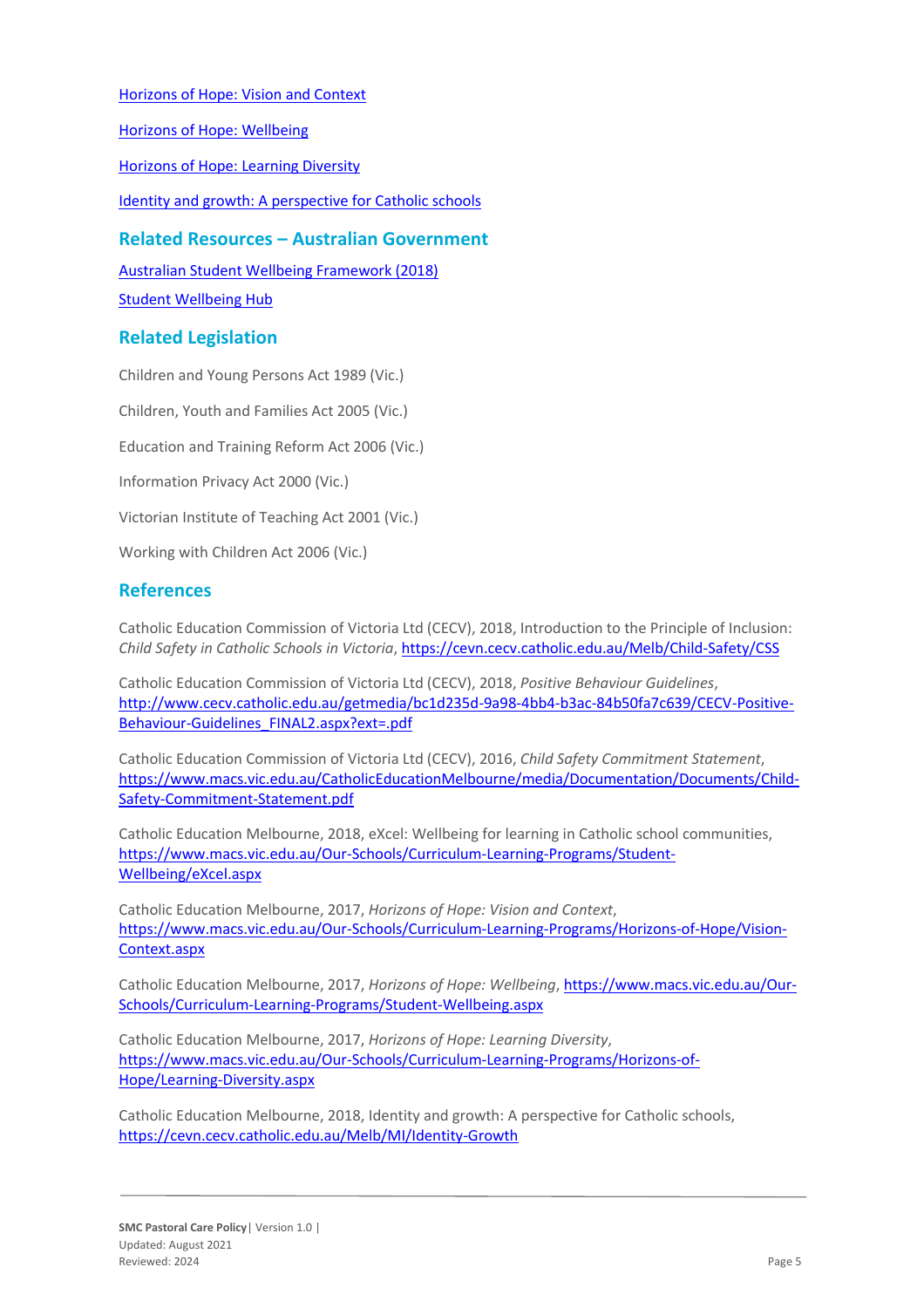[Horizons of Hope: Vision and Context](https://www.macs.vic.edu.au/Our-Schools/Curriculum-Learning-Programs/Horizons-of-Hope/Vision-Context.aspx)

[Horizons of Hope: Wellbeing](https://www.macs.vic.edu.au/Our-Schools/Curriculum-Learning-Programs/Student-Wellbeing.aspx)

[Horizons of Hope: Learning Diversity](https://www.macs.vic.edu.au/Our-Schools/Curriculum-Learning-Programs/Horizons-of-Hope/Learning-Diversity.aspx)

[Identity and growth: A perspective for Catholic schools](https://cevn.cecv.catholic.edu.au/Melb/MI/Identity-Growth)

## Related Resources – Australian Government

Australian Student Wellbeing Framework (2018)

Student Wellbeing Hub

## Related Legislation

Children and Young Persons Act 1989 (Vic.)

Children, Youth and Families Act 2005 (Vic.)

Education and Training Reform Act 2006 (Vic.)

Information Privacy Act 2000 (Vic.)

Victorian Institute of Teaching Act 2001 (Vic.)

Working with Children Act 2006 (Vic.)

## References

Catholic Education Commission of Victoria Ltd (CECV), 2018, Introduction to the Principle of Inclusion: *Child Safety in Catholic Schools in Victoria*, https://cevn.cecv.catholic.edu.au/Melb/Child-Safety/CSS

Catholic Education Commission of Victoria Ltd (CECV), 2018, *Positive Behaviour Guidelines*, http://www.cecv.catholic.edu.au/getmedia/bc1d235d-9a98-4bb4-b3ac-84b50fa7c639/CECV-Positive-Behaviour-Guidelines_FINAL2.aspx?ext=.pdf

Catholic Education Commission of Victoria Ltd (CECV), 2016, *Child Safety Commitment Statement*, https://www.macs.vic.edu.au/CatholicEducationMelbourne/media/Documentation/Documents/Child-Safety-Commitment-Statement.pdf

Catholic Education Melbourne, 2018, eXcel: Wellbeing for learning in Catholic school communities, https://www.macs.vic.edu.au/Our-Schools/Curriculum-Learning-Programs/Student-Wellbeing/eXcel.aspx

Catholic Education Melbourne, 2017, *Horizons of Hope: Vision and Context*, https://www.macs.vic.edu.au/Our-Schools/Curriculum-Learning-Programs/Horizons-of-Hope/Vision-Context.aspx

Catholic Education Melbourne, 2017, *Horizons of Hope: Wellbeing*, https://www.macs.vic.edu.au/Our-Schools/Curriculum-Learning-Programs/Student-Wellbeing.aspx

Catholic Education Melbourne, 2017, *Horizons of Hope: Learning Diversity*, https://www.macs.vic.edu.au/Our-Schools/Curriculum-Learning-Programs/Horizons-of-Hope/Learning-Diversity.aspx

Catholic Education Melbourne, 2018, Identity and growth: A perspective for Catholic schools, https://cevn.cecv.catholic.edu.au/Melb/MI/Identity-Growth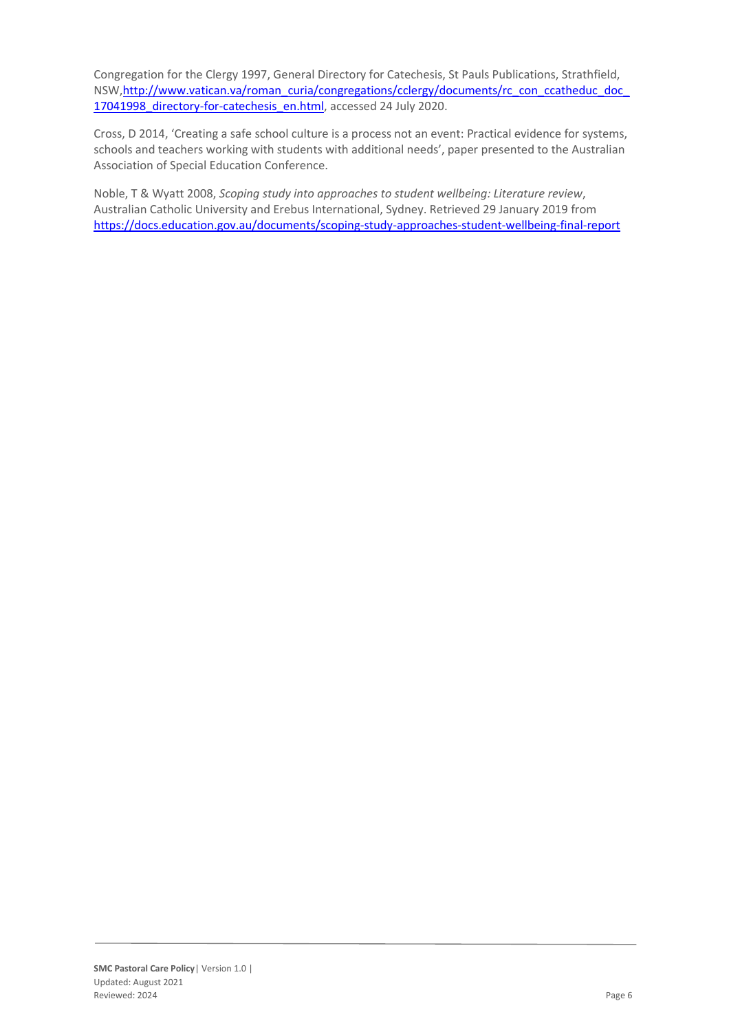Congregation for the Clergy 1997, General Directory for Catechesis, St Pauls Publications, Strathfield, NSW,http://www.vatican.va/roman_curia/congregations/cclergy/documents/rc_con_ccatheduc_doc_17041998_directory-for-catechesis_en.html, accessed 24 July 2020.

Cross, D 2014, 'Creating a safe school culture is a process not an event: Practical evidence for systems, schools and teachers working with students with additional needs', paper presented to the Australian Association of Special Education Conference.

Noble, T & Wyatt 2008, *Scoping study into approaches to student wellbeing: Literature review*, Australian Catholic University and Erebus International, Sydney. Retrieved 29 January 2019 from https://docs.education.gov.au/documents/scoping-study-approaches-student-wellbeing-final-report